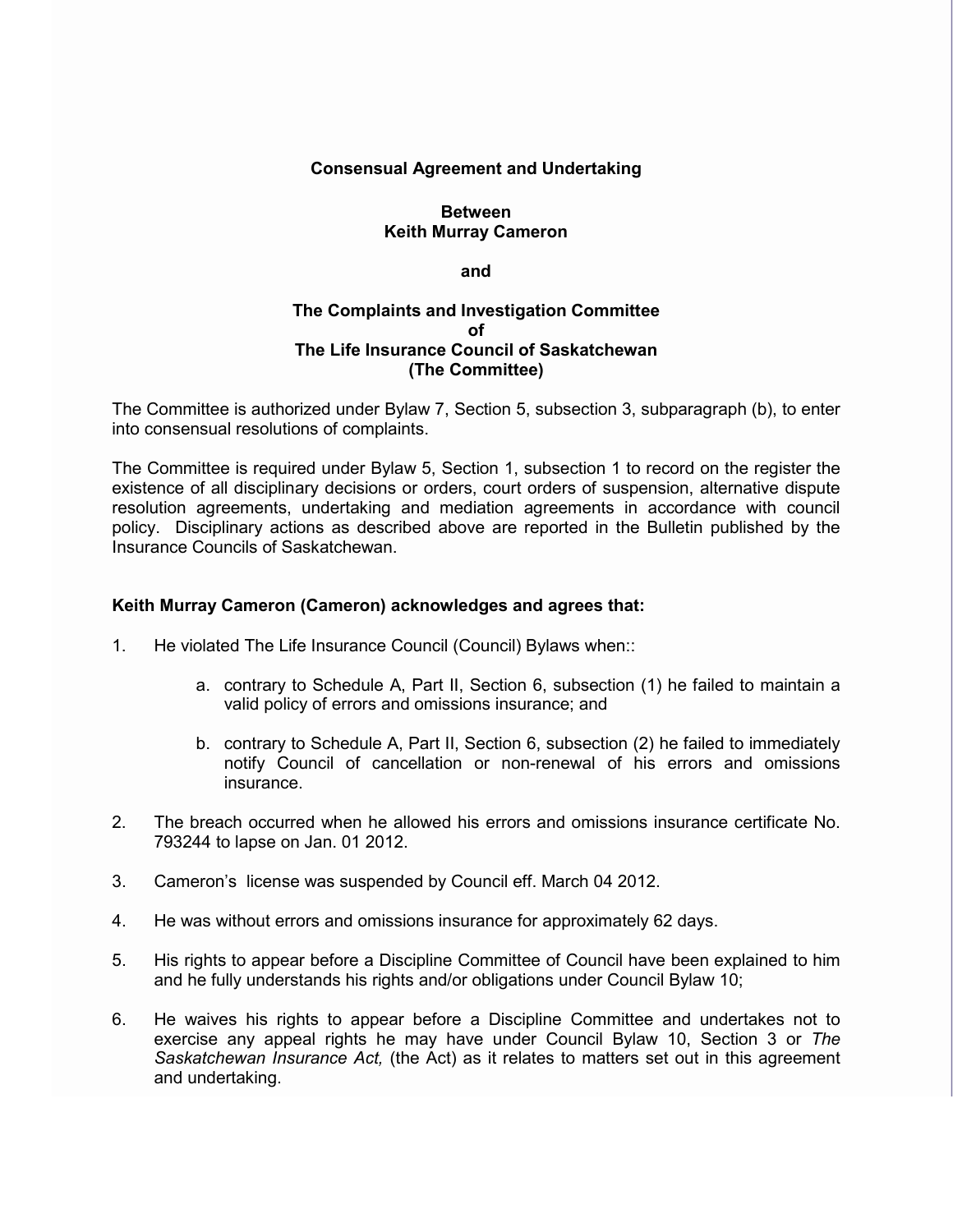**Consensual Agreement and Undertaking**

**Between**
**Keith Murray Cameron**

**and**

**The Complaints and Investigation Committee**
**of**
**The Life Insurance Council of Saskatchewan**
**(The Committee)**

The Committee is authorized under Bylaw 7, Section 5, subsection 3, subparagraph (b), to enter into consensual resolutions of complaints.

The Committee is required under Bylaw 5, Section 1, subsection 1 to record on the register the existence of all disciplinary decisions or orders, court orders of suspension, alternative dispute resolution agreements, undertaking and mediation agreements in accordance with council policy. Disciplinary actions as described above are reported in the Bulletin published by the Insurance Councils of Saskatchewan.

**Keith Murray Cameron (Cameron) acknowledges and agrees that:**

1. He violated The Life Insurance Council (Council) Bylaws when::

   a. contrary to Schedule A, Part II, Section 6, subsection (1) he failed to maintain a valid policy of errors and omissions insurance; and

   b. contrary to Schedule A, Part II, Section 6, subsection (2) he failed to immediately notify Council of cancellation or non-renewal of his errors and omissions insurance.

2. The breach occurred when he allowed his errors and omissions insurance certificate No. 793244 to lapse on Jan. 01 2012.

3. Cameron's license was suspended by Council eff. March 04 2012.

4. He was without errors and omissions insurance for approximately 62 days.

5. His rights to appear before a Discipline Committee of Council have been explained to him and he fully understands his rights and/or obligations under Council Bylaw 10;

6. He waives his rights to appear before a Discipline Committee and undertakes not to exercise any appeal rights he may have under Council Bylaw 10, Section 3 or *The Saskatchewan Insurance Act,* (the Act) as it relates to matters set out in this agreement and undertaking.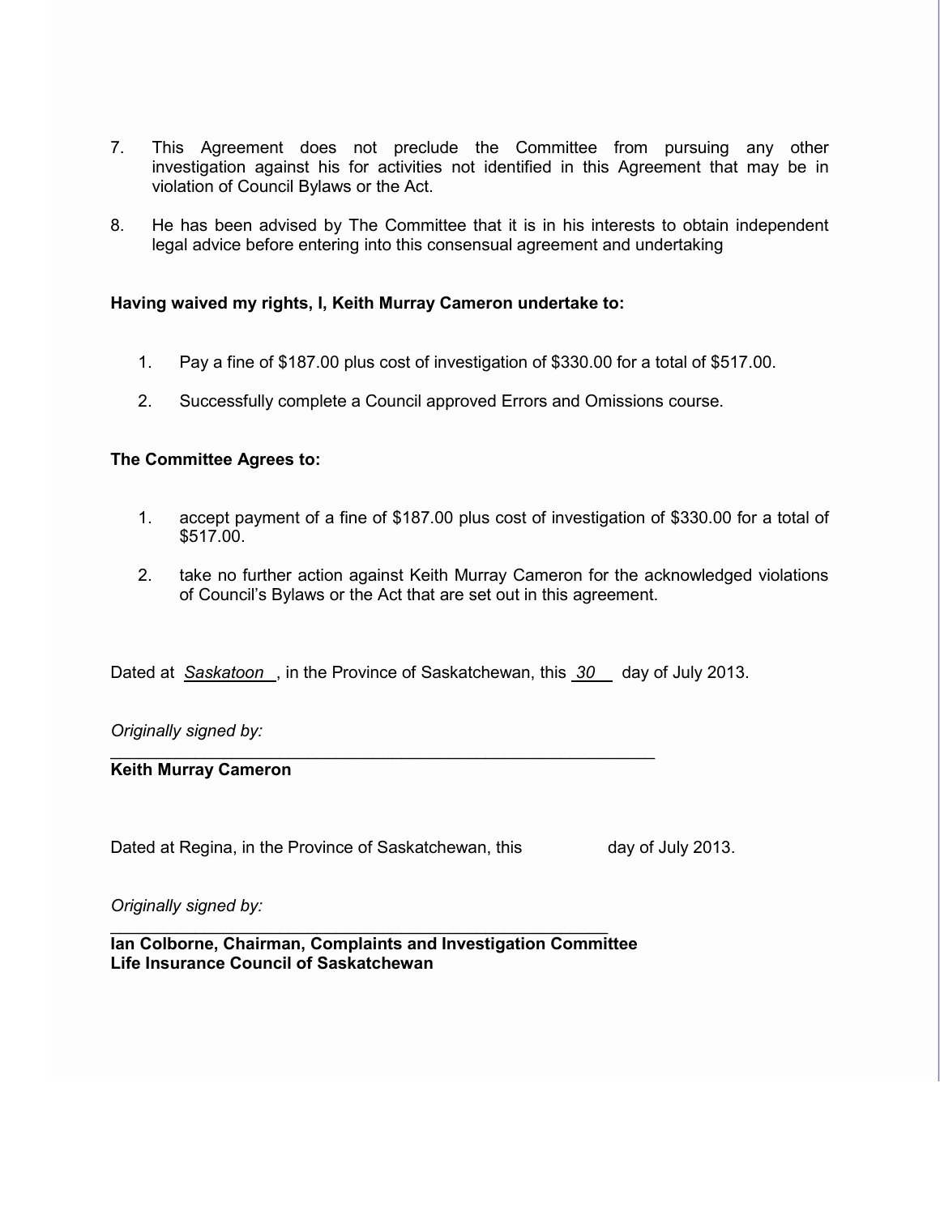7. This Agreement does not preclude the Committee from pursuing any other investigation against his for activities not identified in this Agreement that may be in violation of Council Bylaws or the Act.

8. He has been advised by The Committee that it is in his interests to obtain independent legal advice before entering into this consensual agreement and undertaking

**Having waived my rights, I, Keith Murray Cameron undertake to:**

1. Pay a fine of $187.00 plus cost of investigation of $330.00 for a total of $517.00.

2. Successfully complete a Council approved Errors and Omissions course.

**The Committee Agrees to:**

1. accept payment of a fine of $187.00 plus cost of investigation of $330.00 for a total of $517.00.

2. take no further action against Keith Murray Cameron for the acknowledged violations of Council's Bylaws or the Act that are set out in this agreement.

Dated at *Saskatoon*, in the Province of Saskatchewan, this *30* day of July 2013.

*Originally signed by:*

**Keith Murray Cameron**

Dated at Regina, in the Province of Saskatchewan, this day of July 2013.

*Originally signed by:*

**Ian Colborne, Chairman, Complaints and Investigation Committee**
**Life Insurance Council of Saskatchewan**